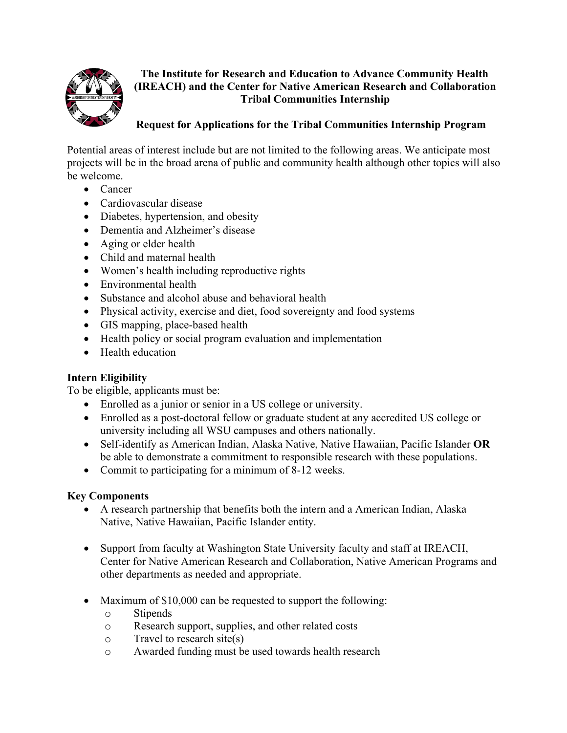**The Institute for Research and Education to Advance Community Health (IREACH) and the Center for Native American Research and Collaboration Tribal Communities Internship**

**Request for Applications for the Tribal Communities Internship Program**

Potential areas of interest include but are not limited to the following areas. We anticipate most projects will be in the broad arena of public and community health although other topics will also be welcome.

- Cancer
- Cardiovascular disease
- Diabetes, hypertension, and obesity
- Dementia and Alzheimer's disease
- Aging or elder health
- Child and maternal health
- Women's health including reproductive rights
- Environmental health
- Substance and alcohol abuse and behavioral health
- Physical activity, exercise and diet, food sovereignty and food systems
- GIS mapping, place-based health
- Health policy or social program evaluation and implementation
- Health education

**Intern Eligibility**

To be eligible, applicants must be:

- Enrolled as a junior or senior in a US college or university.
- Enrolled as a post-doctoral fellow or graduate student at any accredited US college or university including all WSU campuses and others nationally.
- Self-identify as American Indian, Alaska Native, Native Hawaiian, Pacific Islander **OR** be able to demonstrate a commitment to responsible research with these populations.
- Commit to participating for a minimum of 8-12 weeks.

**Key Components**

- A research partnership that benefits both the intern and a American Indian, Alaska Native, Native Hawaiian, Pacific Islander entity.
- Support from faculty at Washington State University faculty and staff at IREACH, Center for Native American Research and Collaboration, Native American Programs and other departments as needed and appropriate.
- Maximum of $10,000 can be requested to support the following:
  - Stipends
  - Research support, supplies, and other related costs
  - Travel to research site(s)
  - Awarded funding must be used towards health research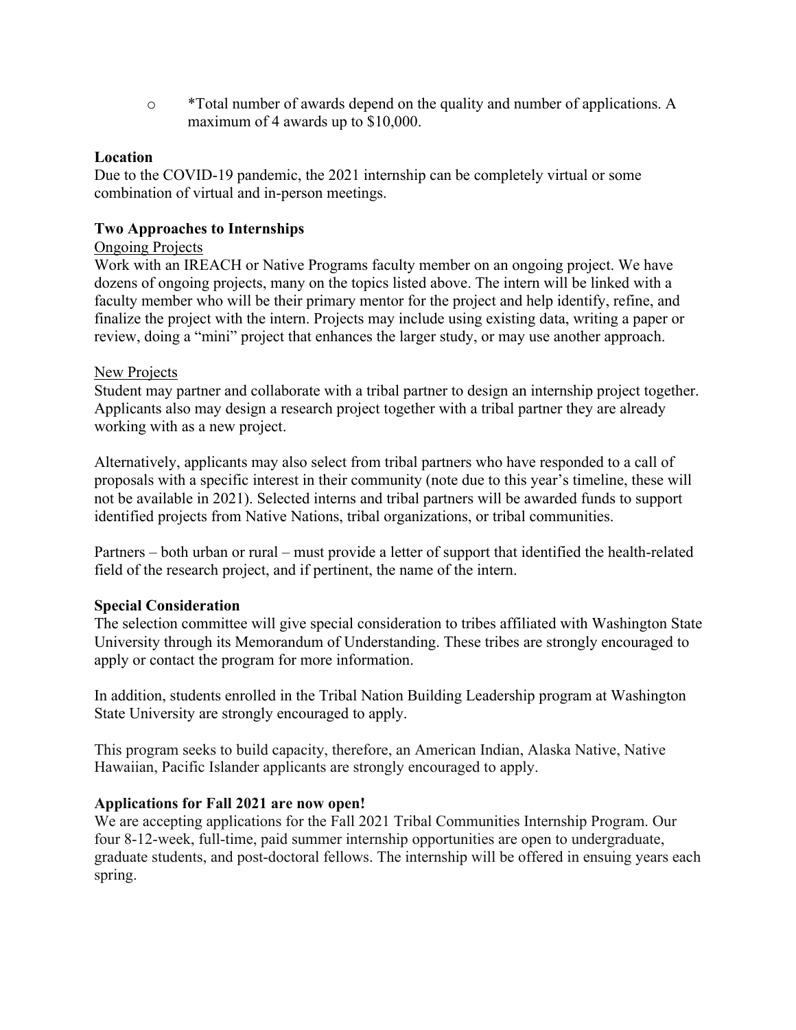- *Total number of awards depend on the quality and number of applications. A maximum of 4 awards up to $10,000.

**Location**

Due to the COVID-19 pandemic, the 2021 internship can be completely virtual or some combination of virtual and in-person meetings.

**Two Approaches to Internships**

Ongoing Projects

Work with an IREACH or Native Programs faculty member on an ongoing project. We have dozens of ongoing projects, many on the topics listed above. The intern will be linked with a faculty member who will be their primary mentor for the project and help identify, refine, and finalize the project with the intern. Projects may include using existing data, writing a paper or review, doing a "mini" project that enhances the larger study, or may use another approach.

New Projects

Student may partner and collaborate with a tribal partner to design an internship project together. Applicants also may design a research project together with a tribal partner they are already working with as a new project.

Alternatively, applicants may also select from tribal partners who have responded to a call of proposals with a specific interest in their community (note due to this year's timeline, these will not be available in 2021). Selected interns and tribal partners will be awarded funds to support identified projects from Native Nations, tribal organizations, or tribal communities.

Partners – both urban or rural – must provide a letter of support that identified the health-related field of the research project, and if pertinent, the name of the intern.

**Special Consideration**

The selection committee will give special consideration to tribes affiliated with Washington State University through its Memorandum of Understanding. These tribes are strongly encouraged to apply or contact the program for more information.

In addition, students enrolled in the Tribal Nation Building Leadership program at Washington State University are strongly encouraged to apply.

This program seeks to build capacity, therefore, an American Indian, Alaska Native, Native Hawaiian, Pacific Islander applicants are strongly encouraged to apply.

**Applications for Fall 2021 are now open!**

We are accepting applications for the Fall 2021 Tribal Communities Internship Program. Our four 8-12-week, full-time, paid summer internship opportunities are open to undergraduate, graduate students, and post-doctoral fellows. The internship will be offered in ensuing years each spring.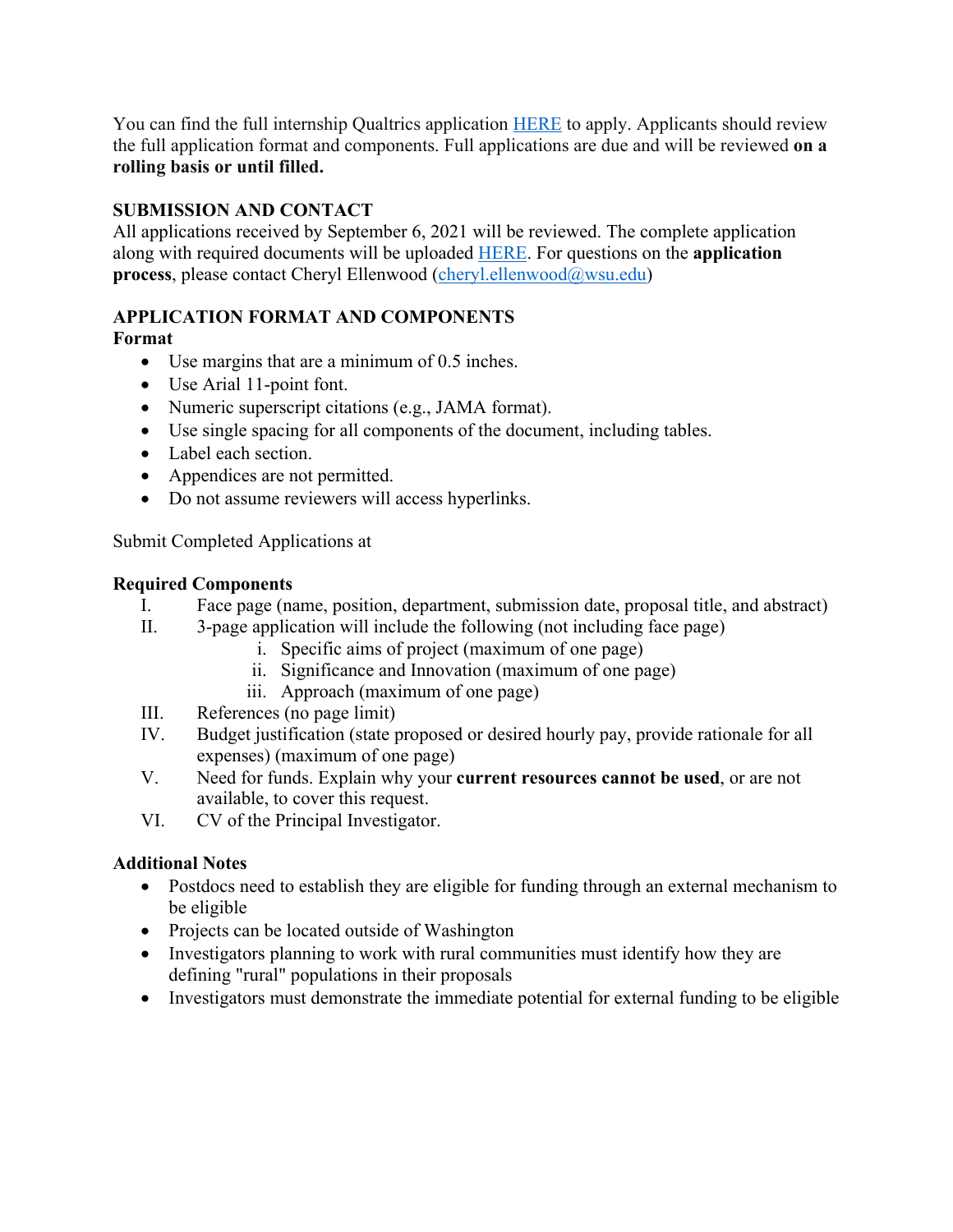You can find the full internship Qualtrics application HERE to apply. Applicants should review the full application format and components. Full applications are due and will be reviewed **on a rolling basis or until filled.**

**SUBMISSION AND CONTACT**

All applications received by September 6, 2021 will be reviewed. The complete application along with required documents will be uploaded HERE. For questions on the **application process**, please contact Cheryl Ellenwood (cheryl.ellenwood@wsu.edu)

**APPLICATION FORMAT AND COMPONENTS**

**Format**

- Use margins that are a minimum of 0.5 inches.
- Use Arial 11-point font.
- Numeric superscript citations (e.g., JAMA format).
- Use single spacing for all components of the document, including tables.
- Label each section.
- Appendices are not permitted.
- Do not assume reviewers will access hyperlinks.

Submit Completed Applications at

**Required Components**

I. Face page (name, position, department, submission date, proposal title, and abstract)

II. 3-page application will include the following (not including face page)
   i. Specific aims of project (maximum of one page)
   ii. Significance and Innovation (maximum of one page)
   iii. Approach (maximum of one page)

III. References (no page limit)

IV. Budget justification (state proposed or desired hourly pay, provide rationale for all expenses) (maximum of one page)

V. Need for funds. Explain why your **current resources cannot be used**, or are not available, to cover this request.

VI. CV of the Principal Investigator.

**Additional Notes**

- Postdocs need to establish they are eligible for funding through an external mechanism to be eligible
- Projects can be located outside of Washington
- Investigators planning to work with rural communities must identify how they are defining "rural" populations in their proposals
- Investigators must demonstrate the immediate potential for external funding to be eligible